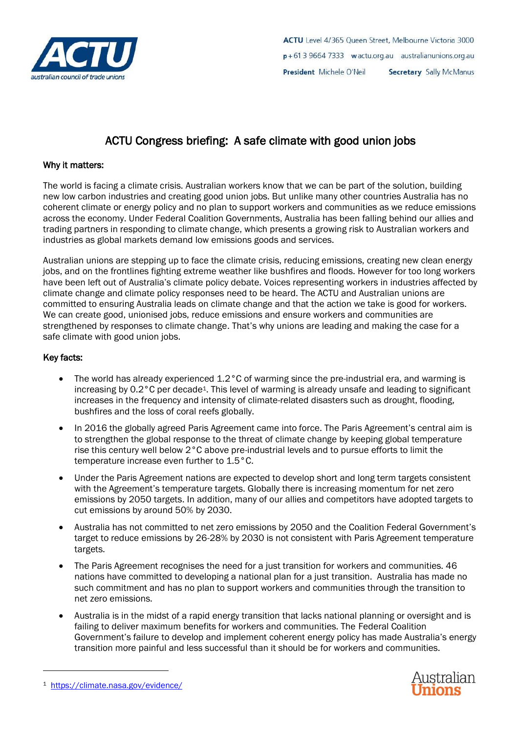ACTU Level 4/365 Queen Street, Melbourne Victoria 3000
p +61 3 9664 7333 w actu.org.au australianunions.org.au
President Michele O'Neil Secretary Sally McManus

# ACTU Congress briefing: A safe climate with good union jobs

## Why it matters:

The world is facing a climate crisis. Australian workers know that we can be part of the solution, building new low carbon industries and creating good union jobs. But unlike many other countries Australia has no coherent climate or energy policy and no plan to support workers and communities as we reduce emissions across the economy. Under Federal Coalition Governments, Australia has been falling behind our allies and trading partners in responding to climate change, which presents a growing risk to Australian workers and industries as global markets demand low emissions goods and services.

Australian unions are stepping up to face the climate crisis, reducing emissions, creating new clean energy jobs, and on the frontlines fighting extreme weather like bushfires and floods. However for too long workers have been left out of Australia's climate policy debate. Voices representing workers in industries affected by climate change and climate policy responses need to be heard. The ACTU and Australian unions are committed to ensuring Australia leads on climate change and that the action we take is good for workers. We can create good, unionised jobs, reduce emissions and ensure workers and communities are strengthened by responses to climate change. That's why unions are leading and making the case for a safe climate with good union jobs.

## Key facts:

- The world has already experienced 1.2°C of warming since the pre-industrial era, and warming is increasing by 0.2°C per decade[1]. This level of warming is already unsafe and leading to significant increases in the frequency and intensity of climate-related disasters such as drought, flooding, bushfires and the loss of coral reefs globally.
- In 2016 the globally agreed Paris Agreement came into force. The Paris Agreement's central aim is to strengthen the global response to the threat of climate change by keeping global temperature rise this century well below 2°C above pre-industrial levels and to pursue efforts to limit the temperature increase even further to 1.5°C.
- Under the Paris Agreement nations are expected to develop short and long term targets consistent with the Agreement's temperature targets. Globally there is increasing momentum for net zero emissions by 2050 targets. In addition, many of our allies and competitors have adopted targets to cut emissions by around 50% by 2030.
- Australia has not committed to net zero emissions by 2050 and the Coalition Federal Government's target to reduce emissions by 26-28% by 2030 is not consistent with Paris Agreement temperature targets.
- The Paris Agreement recognises the need for a just transition for workers and communities. 46 nations have committed to developing a national plan for a just transition. Australia has made no such commitment and has no plan to support workers and communities through the transition to net zero emissions.
- Australia is in the midst of a rapid energy transition that lacks national planning or oversight and is failing to deliver maximum benefits for workers and communities. The Federal Coalition Government's failure to develop and implement coherent energy policy has made Australia's energy transition more painful and less successful than it should be for workers and communities.

[1] https://climate.nasa.gov/evidence/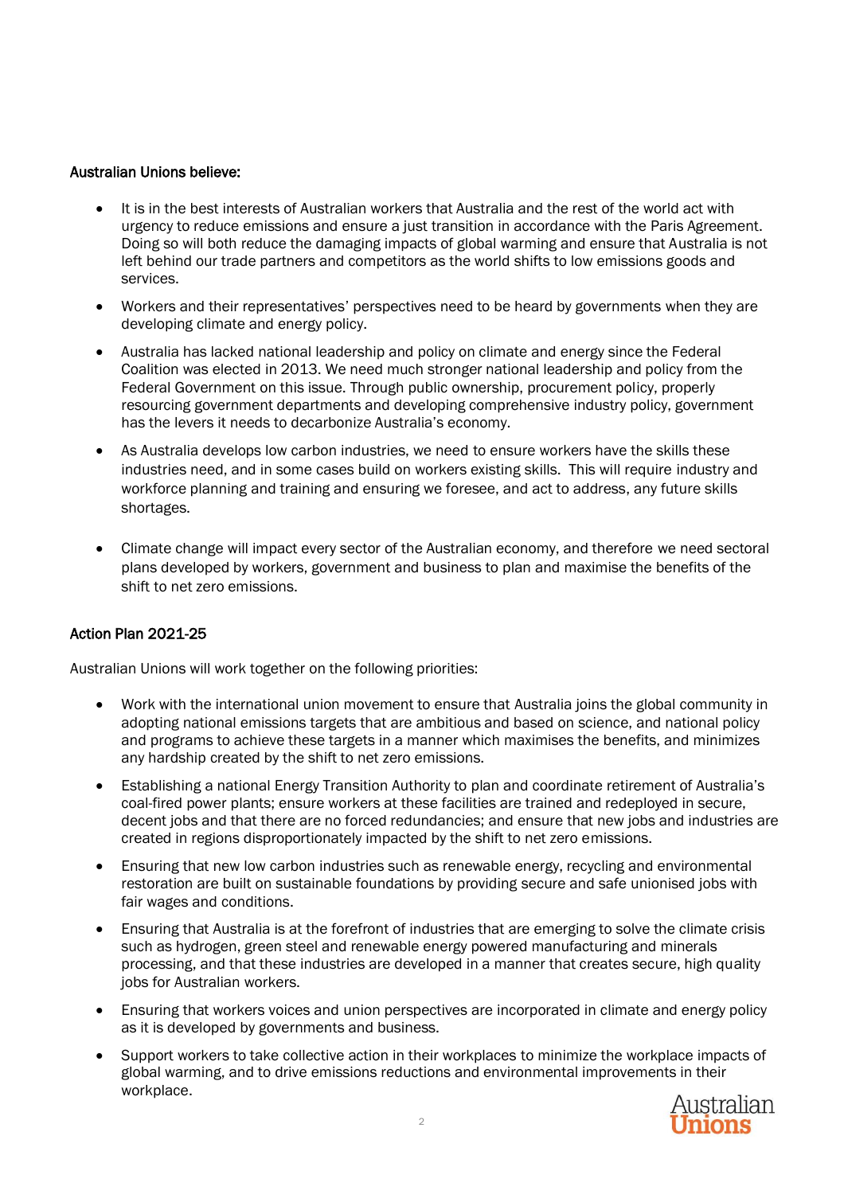**Australian Unions believe:**

- It is in the best interests of Australian workers that Australia and the rest of the world act with urgency to reduce emissions and ensure a just transition in accordance with the Paris Agreement. Doing so will both reduce the damaging impacts of global warming and ensure that Australia is not left behind our trade partners and competitors as the world shifts to low emissions goods and services.
- Workers and their representatives' perspectives need to be heard by governments when they are developing climate and energy policy.
- Australia has lacked national leadership and policy on climate and energy since the Federal Coalition was elected in 2013. We need much stronger national leadership and policy from the Federal Government on this issue. Through public ownership, procurement policy, properly resourcing government departments and developing comprehensive industry policy, government has the levers it needs to decarbonize Australia's economy.
- As Australia develops low carbon industries, we need to ensure workers have the skills these industries need, and in some cases build on workers existing skills. This will require industry and workforce planning and training and ensuring we foresee, and act to address, any future skills shortages.
- Climate change will impact every sector of the Australian economy, and therefore we need sectoral plans developed by workers, government and business to plan and maximise the benefits of the shift to net zero emissions.

**Action Plan 2021-25**

Australian Unions will work together on the following priorities:

- Work with the international union movement to ensure that Australia joins the global community in adopting national emissions targets that are ambitious and based on science, and national policy and programs to achieve these targets in a manner which maximises the benefits, and minimizes any hardship created by the shift to net zero emissions.
- Establishing a national Energy Transition Authority to plan and coordinate retirement of Australia's coal-fired power plants; ensure workers at these facilities are trained and redeployed in secure, decent jobs and that there are no forced redundancies; and ensure that new jobs and industries are created in regions disproportionately impacted by the shift to net zero emissions.
- Ensuring that new low carbon industries such as renewable energy, recycling and environmental restoration are built on sustainable foundations by providing secure and safe unionised jobs with fair wages and conditions.
- Ensuring that Australia is at the forefront of industries that are emerging to solve the climate crisis such as hydrogen, green steel and renewable energy powered manufacturing and minerals processing, and that these industries are developed in a manner that creates secure, high quality jobs for Australian workers.
- Ensuring that workers voices and union perspectives are incorporated in climate and energy policy as it is developed by governments and business.
- Support workers to take collective action in their workplaces to minimize the workplace impacts of global warming, and to drive emissions reductions and environmental improvements in their workplace.